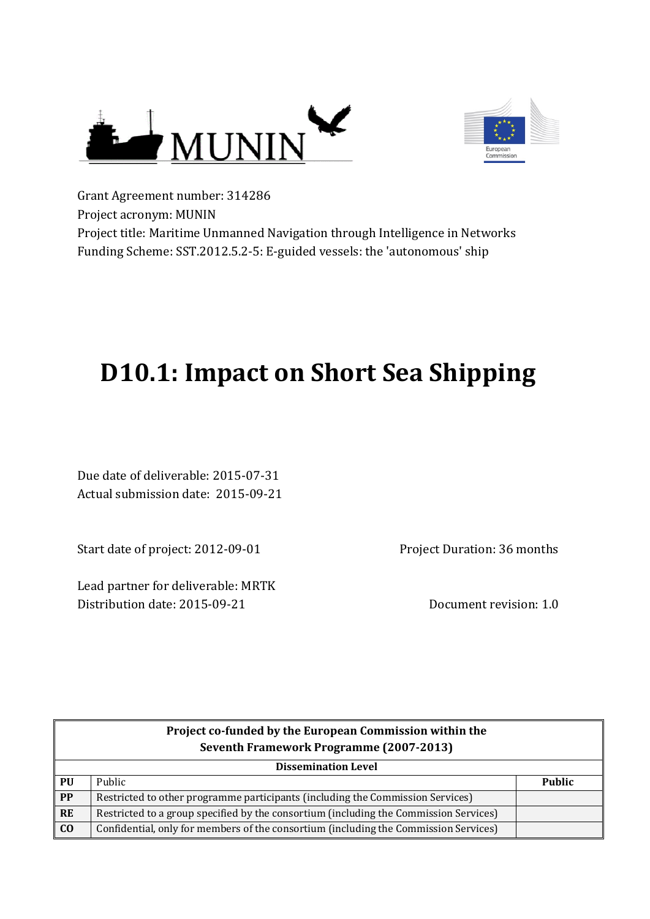Grant Agreement number: 314286
Project acronym: MUNIN
Project title: Maritime Unmanned Navigation through Intelligence in Networks
Funding Scheme: SST.2012.5.2-5: E-guided vessels: the 'autonomous' ship

# D10.1: Impact on Short Sea Shipping

Due date of deliverable: 2015-07-31
Actual submission date: 2015-09-21

Start date of project: 2012-09-01 Project Duration: 36 months

Lead partner for deliverable: MRTK
Distribution date: 2015-09-21 Document revision: 1.0

| Project co-funded by the European Commission within the Seventh Framework Programme (2007-2013) | | |
|---|---|---|
| **Dissemination Level** | | |
| **PU** | Public | **Public** |
| **PP** | Restricted to other programme participants (including the Commission Services) | |
| **RE** | Restricted to a group specified by the consortium (including the Commission Services) | |
| **CO** | Confidential, only for members of the consortium (including the Commission Services) | |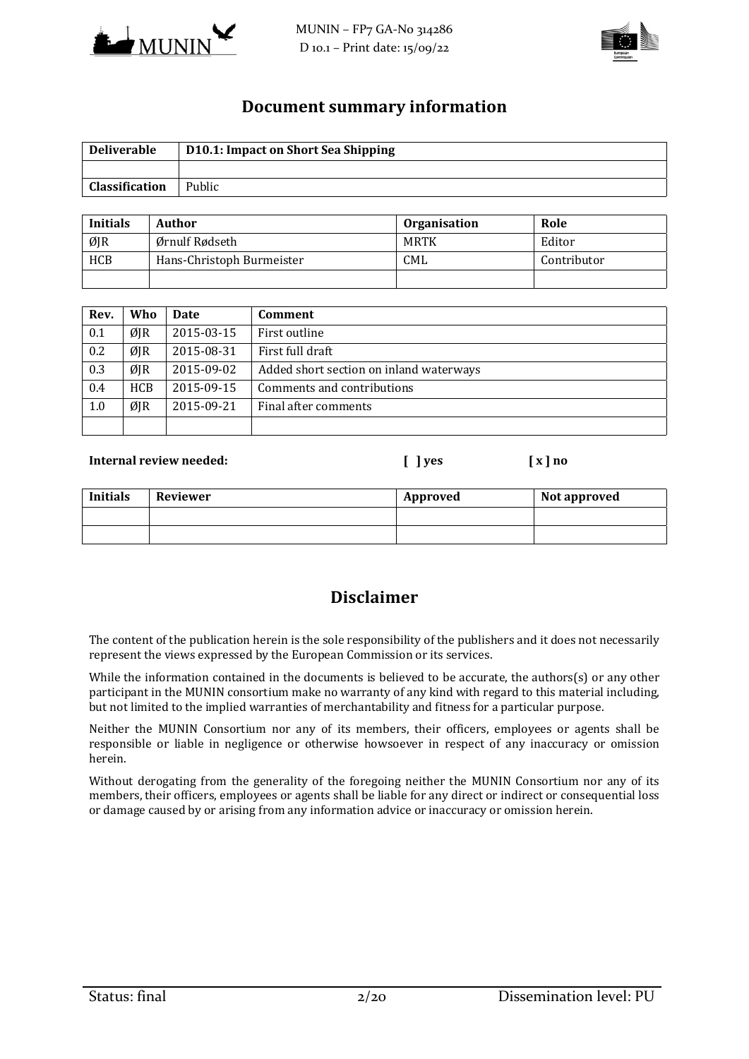## Document summary information

| Deliverable | D10.1: Impact on Short Sea Shipping |
|---|---|
| | |
| Classification | Public |

| Initials | Author | Organisation | Role |
|---|---|---|---|
| ØJR | Ørnulf Rødseth | MRTK | Editor |
| HCB | Hans-Christoph Burmeister | CML | Contributor |
| | | | |

| Rev. | Who | Date | Comment |
|---|---|---|---|
| 0.1 | ØJR | 2015-03-15 | First outline |
| 0.2 | ØJR | 2015-08-31 | First full draft |
| 0.3 | ØJR | 2015-09-02 | Added short section on inland waterways |
| 0.4 | HCB | 2015-09-15 | Comments and contributions |
| 1.0 | ØJR | 2015-09-21 | Final after comments |
| | | | |

**Internal review needed:** **[ ] yes** **[ x ] no**

| Initials | Reviewer | Approved | Not approved |
|---|---|---|---|
| | | | |
| | | | |

## Disclaimer

The content of the publication herein is the sole responsibility of the publishers and it does not necessarily represent the views expressed by the European Commission or its services.

While the information contained in the documents is believed to be accurate, the authors(s) or any other participant in the MUNIN consortium make no warranty of any kind with regard to this material including, but not limited to the implied warranties of merchantability and fitness for a particular purpose.

Neither the MUNIN Consortium nor any of its members, their officers, employees or agents shall be responsible or liable in negligence or otherwise howsoever in respect of any inaccuracy or omission herein.

Without derogating from the generality of the foregoing neither the MUNIN Consortium nor any of its members, their officers, employees or agents shall be liable for any direct or indirect or consequential loss or damage caused by or arising from any information advice or inaccuracy or omission herein.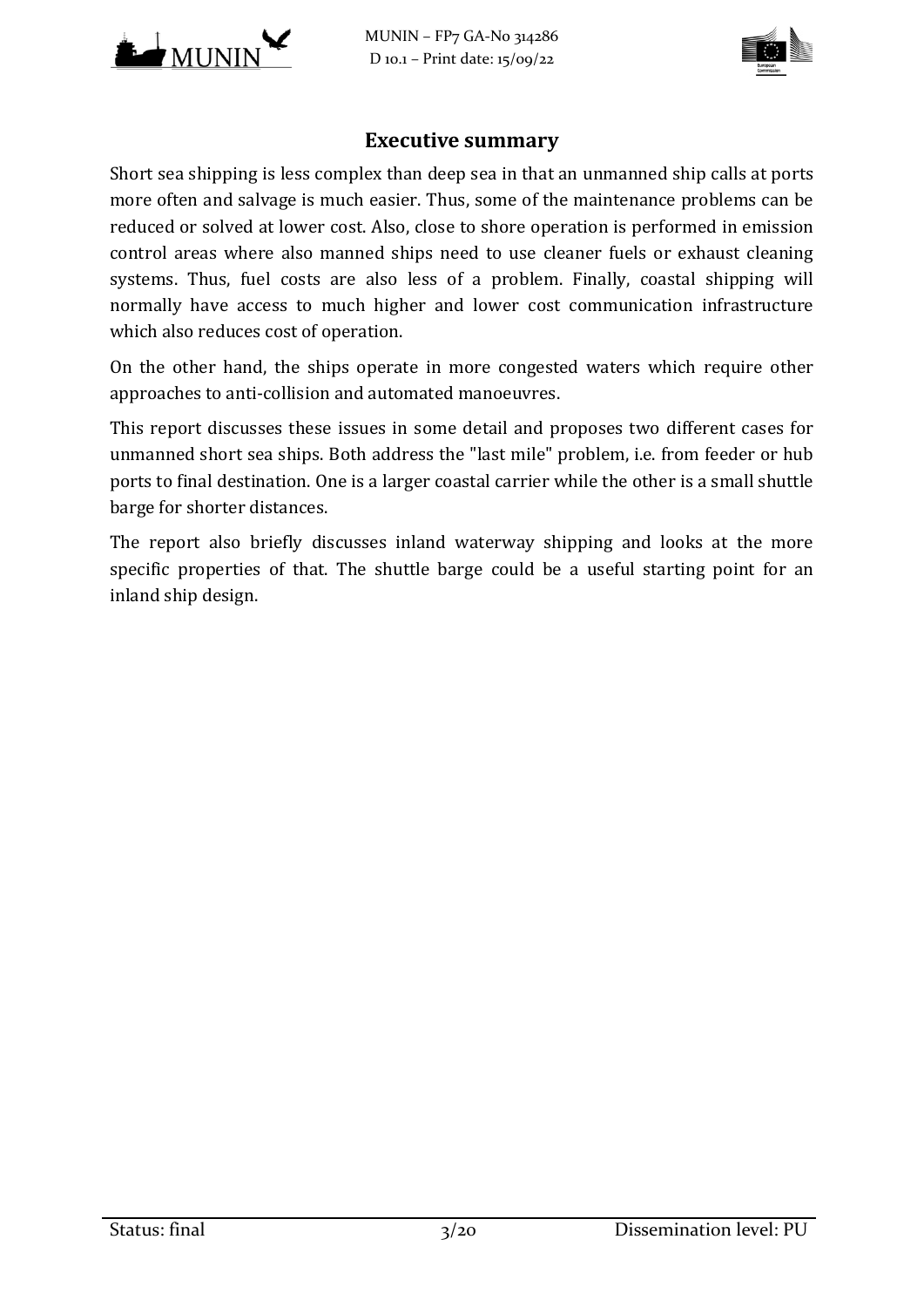## Executive summary

Short sea shipping is less complex than deep sea in that an unmanned ship calls at ports more often and salvage is much easier. Thus, some of the maintenance problems can be reduced or solved at lower cost. Also, close to shore operation is performed in emission control areas where also manned ships need to use cleaner fuels or exhaust cleaning systems. Thus, fuel costs are also less of a problem. Finally, coastal shipping will normally have access to much higher and lower cost communication infrastructure which also reduces cost of operation.

On the other hand, the ships operate in more congested waters which require other approaches to anti-collision and automated manoeuvres.

This report discusses these issues in some detail and proposes two different cases for unmanned short sea ships. Both address the "last mile" problem, i.e. from feeder or hub ports to final destination. One is a larger coastal carrier while the other is a small shuttle barge for shorter distances.

The report also briefly discusses inland waterway shipping and looks at the more specific properties of that. The shuttle barge could be a useful starting point for an inland ship design.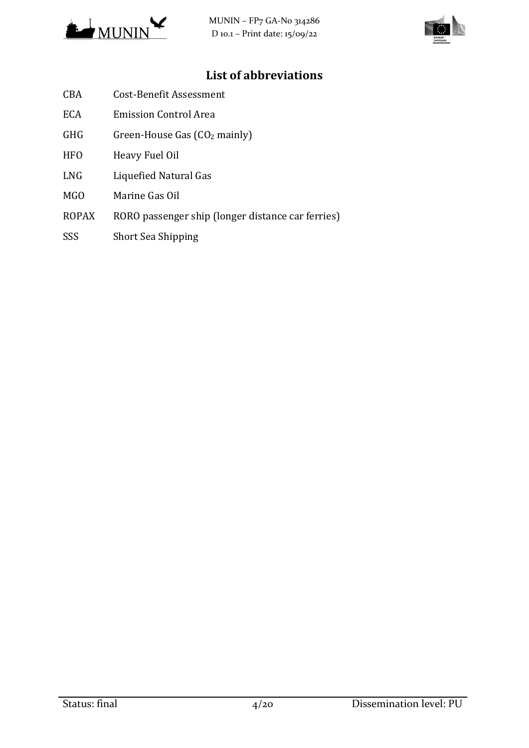## List of abbreviations

| | |
|---|---|
| CBA | Cost-Benefit Assessment |
| ECA | Emission Control Area |
| GHG | Green-House Gas ($CO_2$ mainly) |
| HFO | Heavy Fuel Oil |
| LNG | Liquefied Natural Gas |
| MGO | Marine Gas Oil |
| ROPAX | RORO passenger ship (longer distance car ferries) |
| SSS | Short Sea Shipping |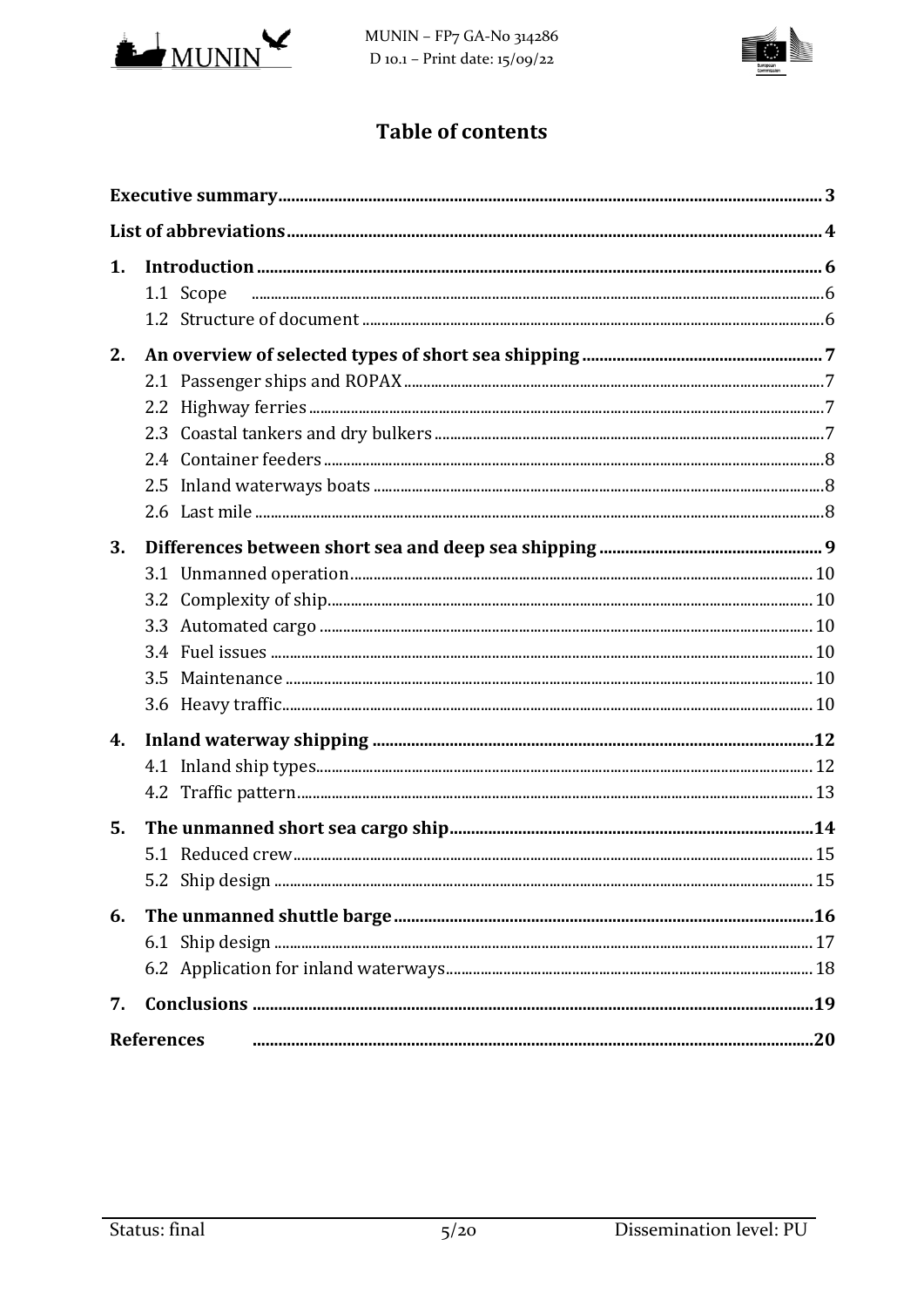# Table of contents

- **Executive summary** 3
- **List of abbreviations** 4
- **1. Introduction** 6
  - 1.1 Scope 6
  - 1.2 Structure of document 6
- **2. An overview of selected types of short sea shipping** 7
  - 2.1 Passenger ships and ROPAX 7
  - 2.2 Highway ferries 7
  - 2.3 Coastal tankers and dry bulkers 7
  - 2.4 Container feeders 8
  - 2.5 Inland waterways boats 8
  - 2.6 Last mile 8
- **3. Differences between short sea and deep sea shipping** 9
  - 3.1 Unmanned operation 10
  - 3.2 Complexity of ship 10
  - 3.3 Automated cargo 10
  - 3.4 Fuel issues 10
  - 3.5 Maintenance 10
  - 3.6 Heavy traffic 10
- **4. Inland waterway shipping** 12
  - 4.1 Inland ship types 12
  - 4.2 Traffic pattern 13
- **5. The unmanned short sea cargo ship** 14
  - 5.1 Reduced crew 15
  - 5.2 Ship design 15
- **6. The unmanned shuttle barge** 16
  - 6.1 Ship design 17
  - 6.2 Application for inland waterways 18
- **7. Conclusions** 19
- **References** 20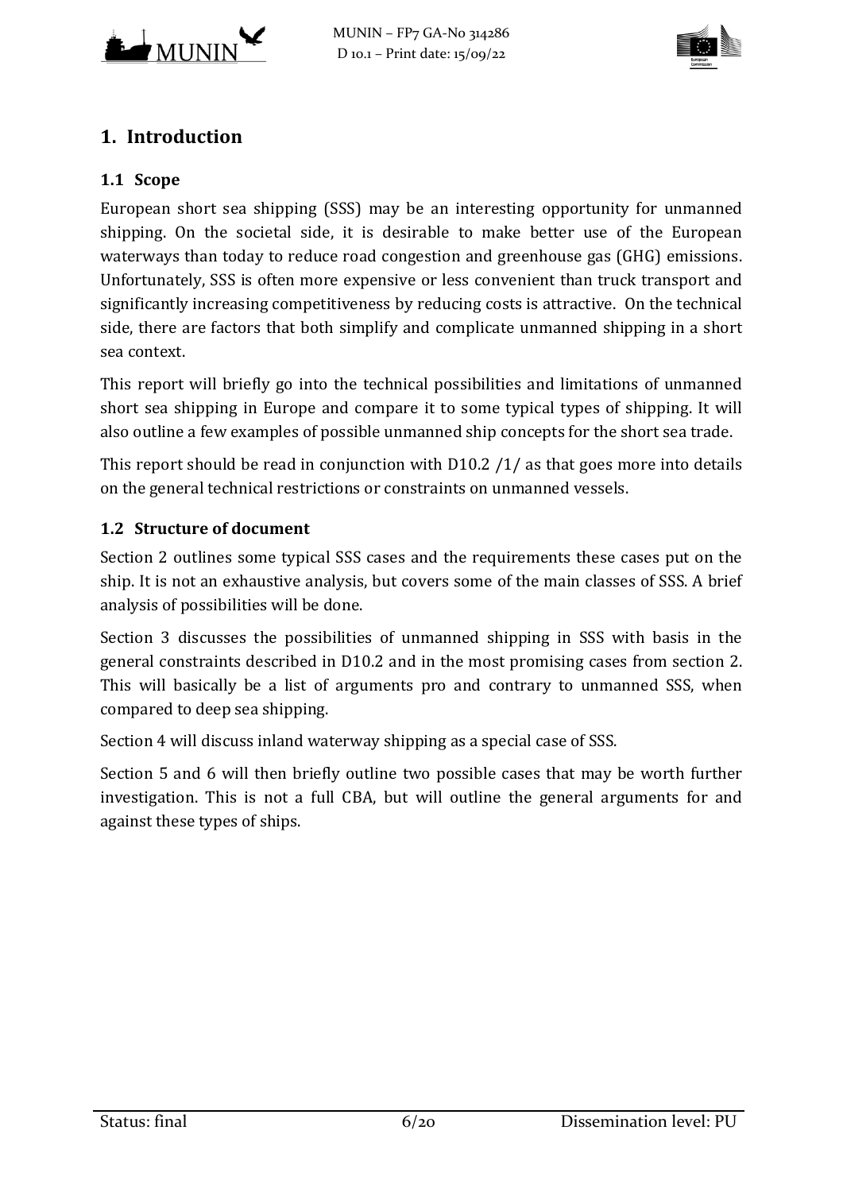# 1. Introduction

## 1.1 Scope

European short sea shipping (SSS) may be an interesting opportunity for unmanned shipping. On the societal side, it is desirable to make better use of the European waterways than today to reduce road congestion and greenhouse gas (GHG) emissions. Unfortunately, SSS is often more expensive or less convenient than truck transport and significantly increasing competitiveness by reducing costs is attractive. On the technical side, there are factors that both simplify and complicate unmanned shipping in a short sea context.

This report will briefly go into the technical possibilities and limitations of unmanned short sea shipping in Europe and compare it to some typical types of shipping. It will also outline a few examples of possible unmanned ship concepts for the short sea trade.

This report should be read in conjunction with D10.2 /1/ as that goes more into details on the general technical restrictions or constraints on unmanned vessels.

## 1.2 Structure of document

Section 2 outlines some typical SSS cases and the requirements these cases put on the ship. It is not an exhaustive analysis, but covers some of the main classes of SSS. A brief analysis of possibilities will be done.

Section 3 discusses the possibilities of unmanned shipping in SSS with basis in the general constraints described in D10.2 and in the most promising cases from section 2. This will basically be a list of arguments pro and contrary to unmanned SSS, when compared to deep sea shipping.

Section 4 will discuss inland waterway shipping as a special case of SSS.

Section 5 and 6 will then briefly outline two possible cases that may be worth further investigation. This is not a full CBA, but will outline the general arguments for and against these types of ships.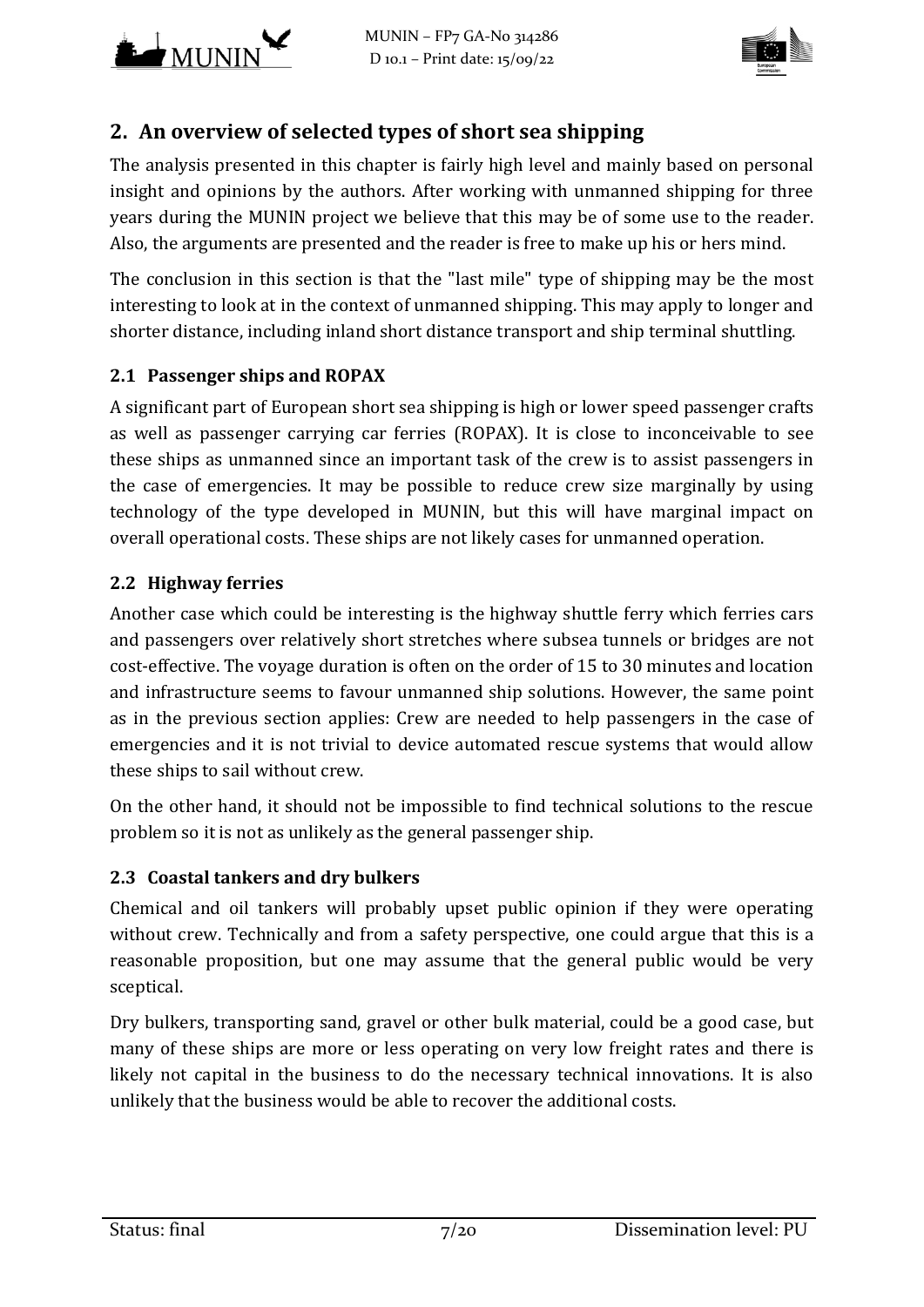## 2. An overview of selected types of short sea shipping

The analysis presented in this chapter is fairly high level and mainly based on personal insight and opinions by the authors. After working with unmanned shipping for three years during the MUNIN project we believe that this may be of some use to the reader. Also, the arguments are presented and the reader is free to make up his or hers mind.

The conclusion in this section is that the "last mile" type of shipping may be the most interesting to look at in the context of unmanned shipping. This may apply to longer and shorter distance, including inland short distance transport and ship terminal shuttling.

### 2.1 Passenger ships and ROPAX

A significant part of European short sea shipping is high or lower speed passenger crafts as well as passenger carrying car ferries (ROPAX). It is close to inconceivable to see these ships as unmanned since an important task of the crew is to assist passengers in the case of emergencies. It may be possible to reduce crew size marginally by using technology of the type developed in MUNIN, but this will have marginal impact on overall operational costs. These ships are not likely cases for unmanned operation.

### 2.2 Highway ferries

Another case which could be interesting is the highway shuttle ferry which ferries cars and passengers over relatively short stretches where subsea tunnels or bridges are not cost-effective. The voyage duration is often on the order of 15 to 30 minutes and location and infrastructure seems to favour unmanned ship solutions. However, the same point as in the previous section applies: Crew are needed to help passengers in the case of emergencies and it is not trivial to device automated rescue systems that would allow these ships to sail without crew.

On the other hand, it should not be impossible to find technical solutions to the rescue problem so it is not as unlikely as the general passenger ship.

### 2.3 Coastal tankers and dry bulkers

Chemical and oil tankers will probably upset public opinion if they were operating without crew. Technically and from a safety perspective, one could argue that this is a reasonable proposition, but one may assume that the general public would be very sceptical.

Dry bulkers, transporting sand, gravel or other bulk material, could be a good case, but many of these ships are more or less operating on very low freight rates and there is likely not capital in the business to do the necessary technical innovations. It is also unlikely that the business would be able to recover the additional costs.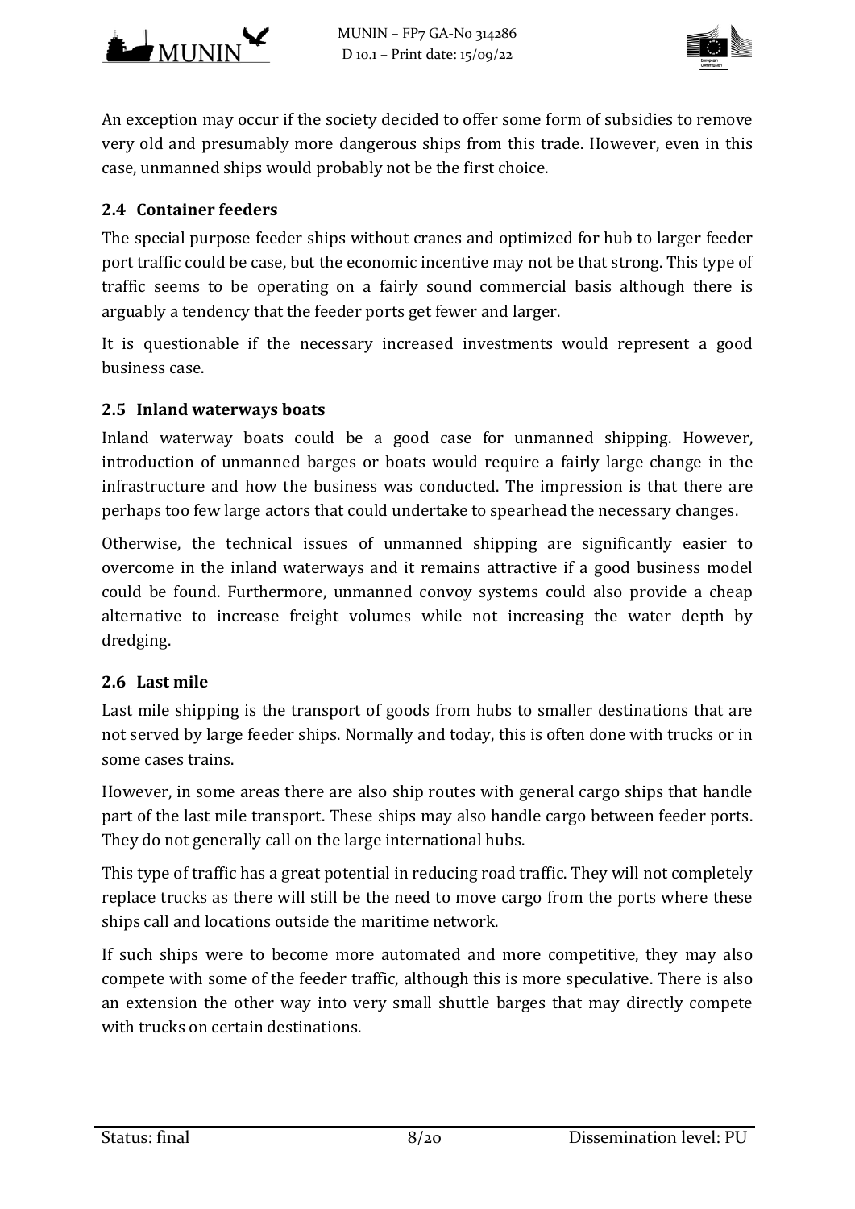An exception may occur if the society decided to offer some form of subsidies to remove very old and presumably more dangerous ships from this trade. However, even in this case, unmanned ships would probably not be the first choice.

## 2.4 Container feeders

The special purpose feeder ships without cranes and optimized for hub to larger feeder port traffic could be case, but the economic incentive may not be that strong. This type of traffic seems to be operating on a fairly sound commercial basis although there is arguably a tendency that the feeder ports get fewer and larger.

It is questionable if the necessary increased investments would represent a good business case.

## 2.5 Inland waterways boats

Inland waterway boats could be a good case for unmanned shipping. However, introduction of unmanned barges or boats would require a fairly large change in the infrastructure and how the business was conducted. The impression is that there are perhaps too few large actors that could undertake to spearhead the necessary changes.

Otherwise, the technical issues of unmanned shipping are significantly easier to overcome in the inland waterways and it remains attractive if a good business model could be found. Furthermore, unmanned convoy systems could also provide a cheap alternative to increase freight volumes while not increasing the water depth by dredging.

## 2.6 Last mile

Last mile shipping is the transport of goods from hubs to smaller destinations that are not served by large feeder ships. Normally and today, this is often done with trucks or in some cases trains.

However, in some areas there are also ship routes with general cargo ships that handle part of the last mile transport. These ships may also handle cargo between feeder ports. They do not generally call on the large international hubs.

This type of traffic has a great potential in reducing road traffic. They will not completely replace trucks as there will still be the need to move cargo from the ports where these ships call and locations outside the maritime network.

If such ships were to become more automated and more competitive, they may also compete with some of the feeder traffic, although this is more speculative. There is also an extension the other way into very small shuttle barges that may directly compete with trucks on certain destinations.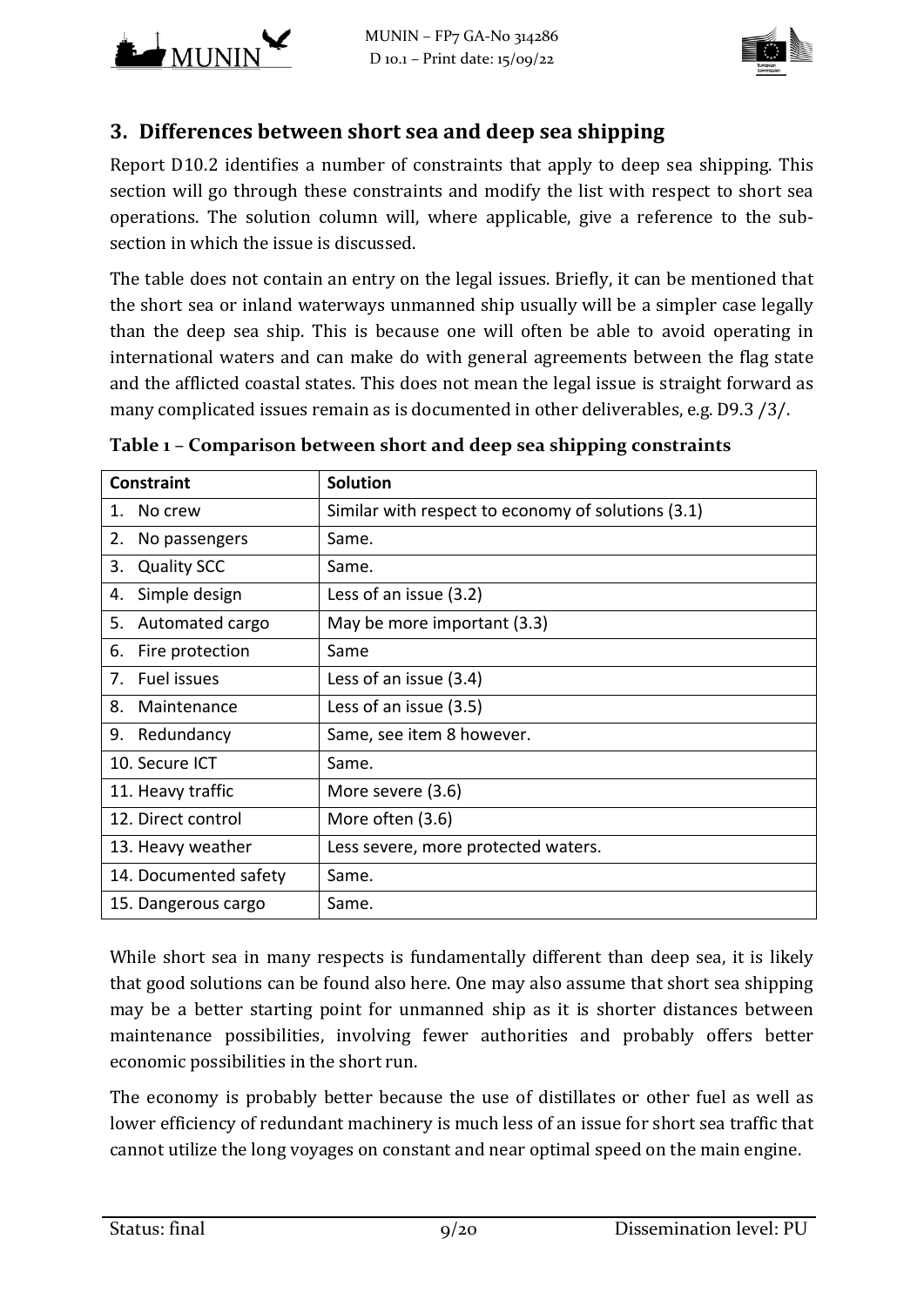## 3. Differences between short sea and deep sea shipping

Report D10.2 identifies a number of constraints that apply to deep sea shipping. This section will go through these constraints and modify the list with respect to short sea operations. The solution column will, where applicable, give a reference to the sub-section in which the issue is discussed.

The table does not contain an entry on the legal issues. Briefly, it can be mentioned that the short sea or inland waterways unmanned ship usually will be a simpler case legally than the deep sea ship. This is because one will often be able to avoid operating in international waters and can make do with general agreements between the flag state and the afflicted coastal states. This does not mean the legal issue is straight forward as many complicated issues remain as is documented in other deliverables, e.g. D9.3 /3/.

**Table 1 – Comparison between short and deep sea shipping constraints**

| Constraint | Solution |
|---|---|
| 1. No crew | Similar with respect to economy of solutions (3.1) |
| 2. No passengers | Same. |
| 3. Quality SCC | Same. |
| 4. Simple design | Less of an issue (3.2) |
| 5. Automated cargo | May be more important (3.3) |
| 6. Fire protection | Same |
| 7. Fuel issues | Less of an issue (3.4) |
| 8. Maintenance | Less of an issue (3.5) |
| 9. Redundancy | Same, see item 8 however. |
| 10. Secure ICT | Same. |
| 11. Heavy traffic | More severe (3.6) |
| 12. Direct control | More often (3.6) |
| 13. Heavy weather | Less severe, more protected waters. |
| 14. Documented safety | Same. |
| 15. Dangerous cargo | Same. |

While short sea in many respects is fundamentally different than deep sea, it is likely that good solutions can be found also here. One may also assume that short sea shipping may be a better starting point for unmanned ship as it is shorter distances between maintenance possibilities, involving fewer authorities and probably offers better economic possibilities in the short run.

The economy is probably better because the use of distillates or other fuel as well as lower efficiency of redundant machinery is much less of an issue for short sea traffic that cannot utilize the long voyages on constant and near optimal speed on the main engine.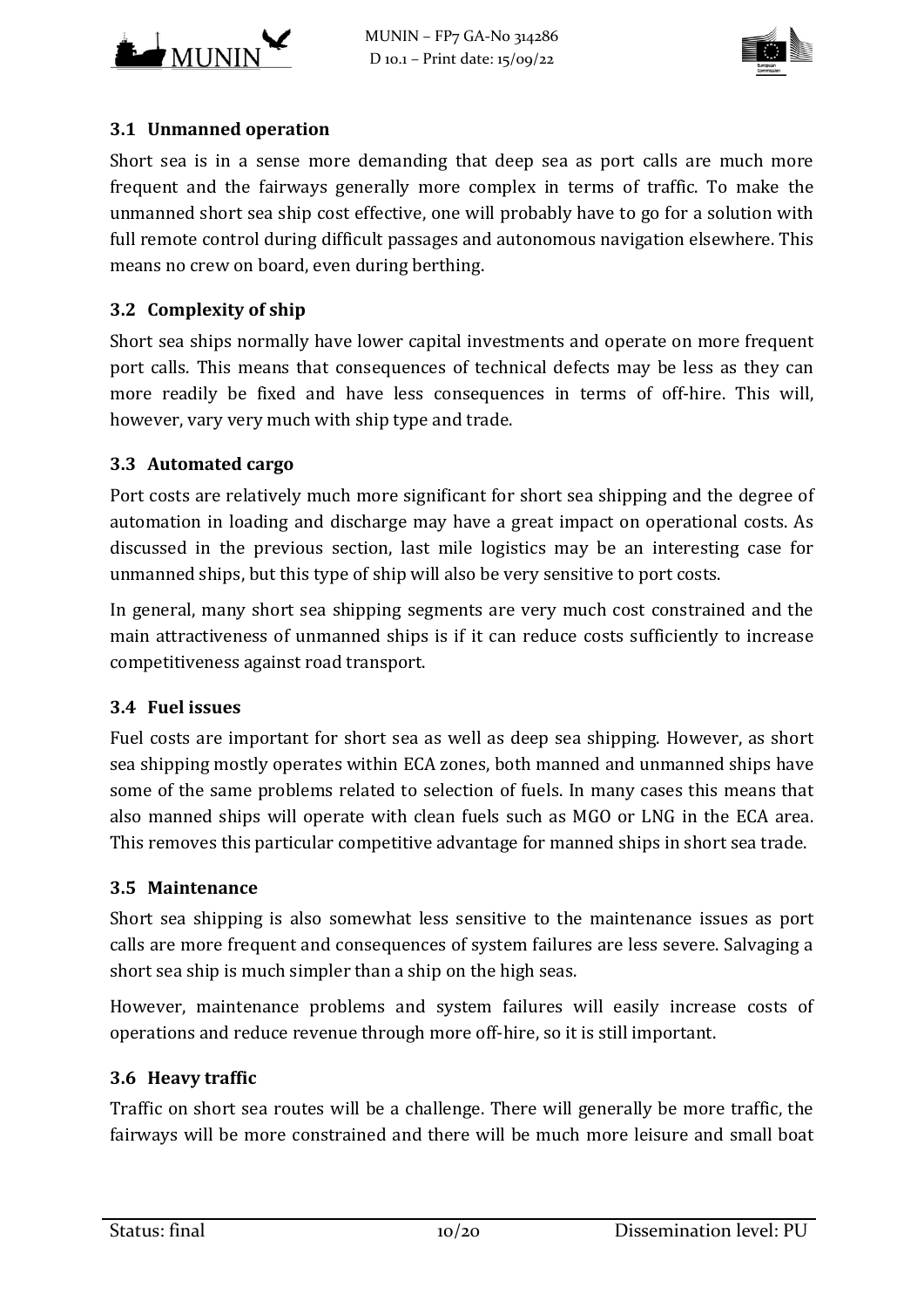### 3.1 Unmanned operation

Short sea is in a sense more demanding that deep sea as port calls are much more frequent and the fairways generally more complex in terms of traffic. To make the unmanned short sea ship cost effective, one will probably have to go for a solution with full remote control during difficult passages and autonomous navigation elsewhere. This means no crew on board, even during berthing.

### 3.2 Complexity of ship

Short sea ships normally have lower capital investments and operate on more frequent port calls. This means that consequences of technical defects may be less as they can more readily be fixed and have less consequences in terms of off-hire. This will, however, vary very much with ship type and trade.

### 3.3 Automated cargo

Port costs are relatively much more significant for short sea shipping and the degree of automation in loading and discharge may have a great impact on operational costs. As discussed in the previous section, last mile logistics may be an interesting case for unmanned ships, but this type of ship will also be very sensitive to port costs.

In general, many short sea shipping segments are very much cost constrained and the main attractiveness of unmanned ships is if it can reduce costs sufficiently to increase competitiveness against road transport.

### 3.4 Fuel issues

Fuel costs are important for short sea as well as deep sea shipping. However, as short sea shipping mostly operates within ECA zones, both manned and unmanned ships have some of the same problems related to selection of fuels. In many cases this means that also manned ships will operate with clean fuels such as MGO or LNG in the ECA area. This removes this particular competitive advantage for manned ships in short sea trade.

### 3.5 Maintenance

Short sea shipping is also somewhat less sensitive to the maintenance issues as port calls are more frequent and consequences of system failures are less severe. Salvaging a short sea ship is much simpler than a ship on the high seas.

However, maintenance problems and system failures will easily increase costs of operations and reduce revenue through more off-hire, so it is still important.

### 3.6 Heavy traffic

Traffic on short sea routes will be a challenge. There will generally be more traffic, the fairways will be more constrained and there will be much more leisure and small boat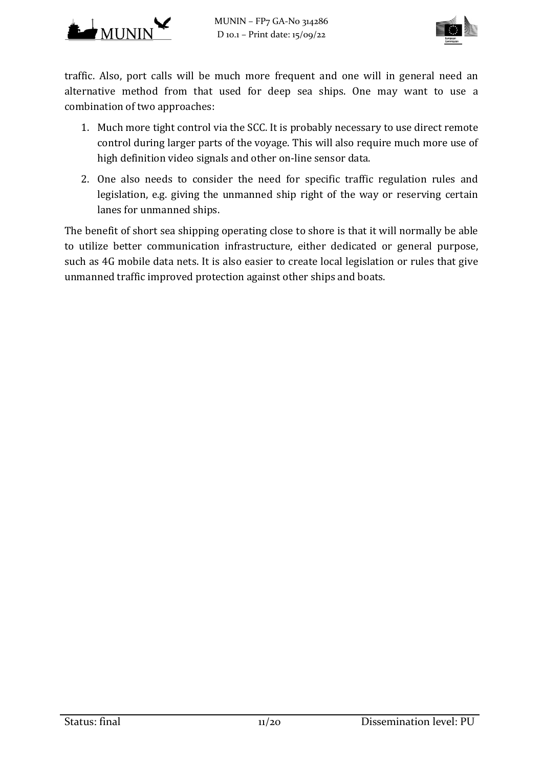traffic. Also, port calls will be much more frequent and one will in general need an alternative method from that used for deep sea ships. One may want to use a combination of two approaches:

1. Much more tight control via the SCC. It is probably necessary to use direct remote control during larger parts of the voyage. This will also require much more use of high definition video signals and other on-line sensor data.
2. One also needs to consider the need for specific traffic regulation rules and legislation, e.g. giving the unmanned ship right of the way or reserving certain lanes for unmanned ships.

The benefit of short sea shipping operating close to shore is that it will normally be able to utilize better communication infrastructure, either dedicated or general purpose, such as 4G mobile data nets. It is also easier to create local legislation or rules that give unmanned traffic improved protection against other ships and boats.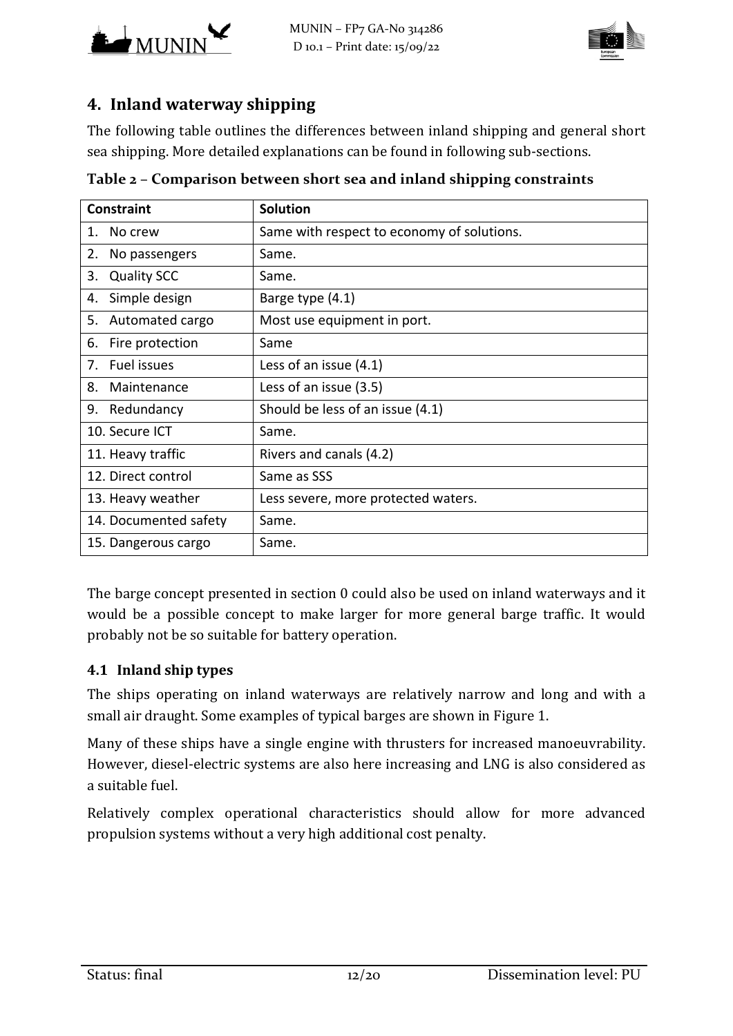# 4. Inland waterway shipping

The following table outlines the differences between inland shipping and general short sea shipping. More detailed explanations can be found in following sub-sections.

**Table 2 – Comparison between short sea and inland shipping constraints**

| Constraint | Solution |
|---|---|
| 1. No crew | Same with respect to economy of solutions. |
| 2. No passengers | Same. |
| 3. Quality SCC | Same. |
| 4. Simple design | Barge type (4.1) |
| 5. Automated cargo | Most use equipment in port. |
| 6. Fire protection | Same |
| 7. Fuel issues | Less of an issue (4.1) |
| 8. Maintenance | Less of an issue (3.5) |
| 9. Redundancy | Should be less of an issue (4.1) |
| 10. Secure ICT | Same. |
| 11. Heavy traffic | Rivers and canals (4.2) |
| 12. Direct control | Same as SSS |
| 13. Heavy weather | Less severe, more protected waters. |
| 14. Documented safety | Same. |
| 15. Dangerous cargo | Same. |

The barge concept presented in section 0 could also be used on inland waterways and it would be a possible concept to make larger for more general barge traffic. It would probably not be so suitable for battery operation.

## 4.1 Inland ship types

The ships operating on inland waterways are relatively narrow and long and with a small air draught. Some examples of typical barges are shown in Figure 1.

Many of these ships have a single engine with thrusters for increased manoeuvrability. However, diesel-electric systems are also here increasing and LNG is also considered as a suitable fuel.

Relatively complex operational characteristics should allow for more advanced propulsion systems without a very high additional cost penalty.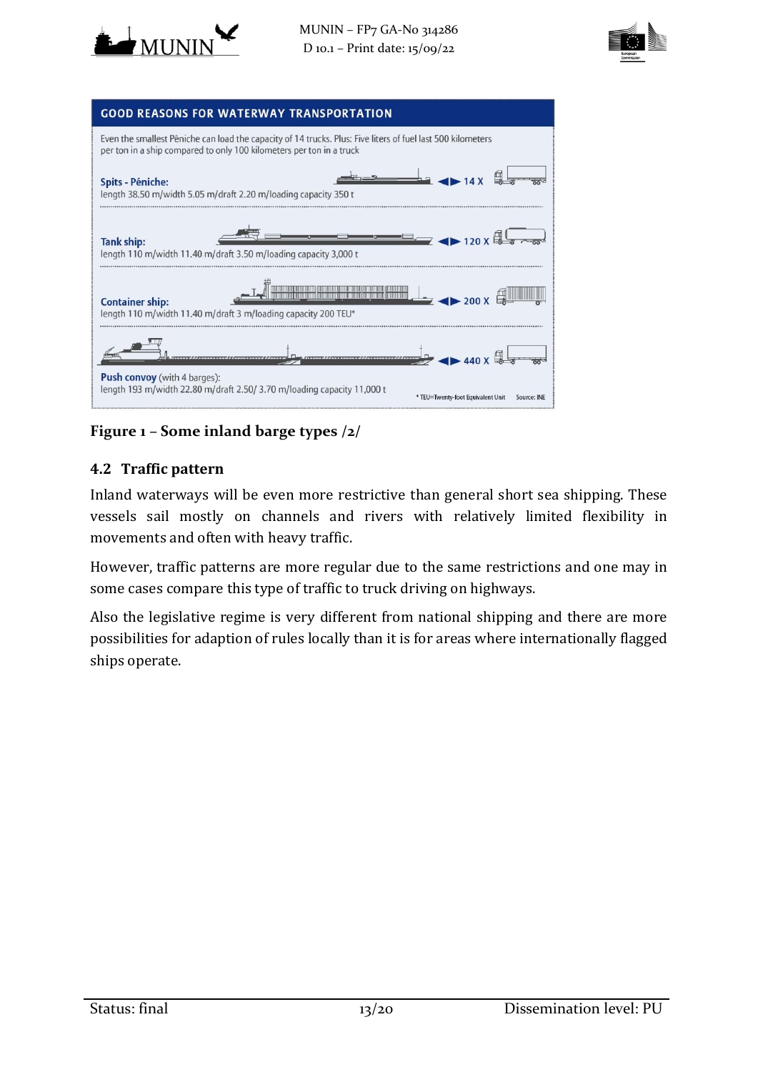**GOOD REASONS FOR WATERWAY TRANSPORTATION**

Even the smallest Péniche can load the capacity of 14 trucks. Plus: Five liters of fuel last 500 kilometers per ton in a ship compared to only 100 kilometers per ton in a truck

**Spits - Péniche:** ◄► 14 X
length 38.50 m/width 5.05 m/draft 2.20 m/loading capacity 350 t

**Tank ship:** ◄► 120 X
length 110 m/width 11.40 m/draft 3.50 m/loading capacity 3,000 t

**Container ship:** ◄► 200 X
length 110 m/width 11.40 m/draft 3 m/loading capacity 200 TEU*

**Push convoy** (with 4 barges): ◄► 440 X
length 193 m/width 22.80 m/draft 2.50/ 3.70 m/loading capacity 11,000 t

* TEU=Twenty-foot Equivalent Unit Source: INE

**Figure 1 – Some inland barge types /2/**

## 4.2 Traffic pattern

Inland waterways will be even more restrictive than general short sea shipping. These vessels sail mostly on channels and rivers with relatively limited flexibility in movements and often with heavy traffic.

However, traffic patterns are more regular due to the same restrictions and one may in some cases compare this type of traffic to truck driving on highways.

Also the legislative regime is very different from national shipping and there are more possibilities for adaption of rules locally than it is for areas where internationally flagged ships operate.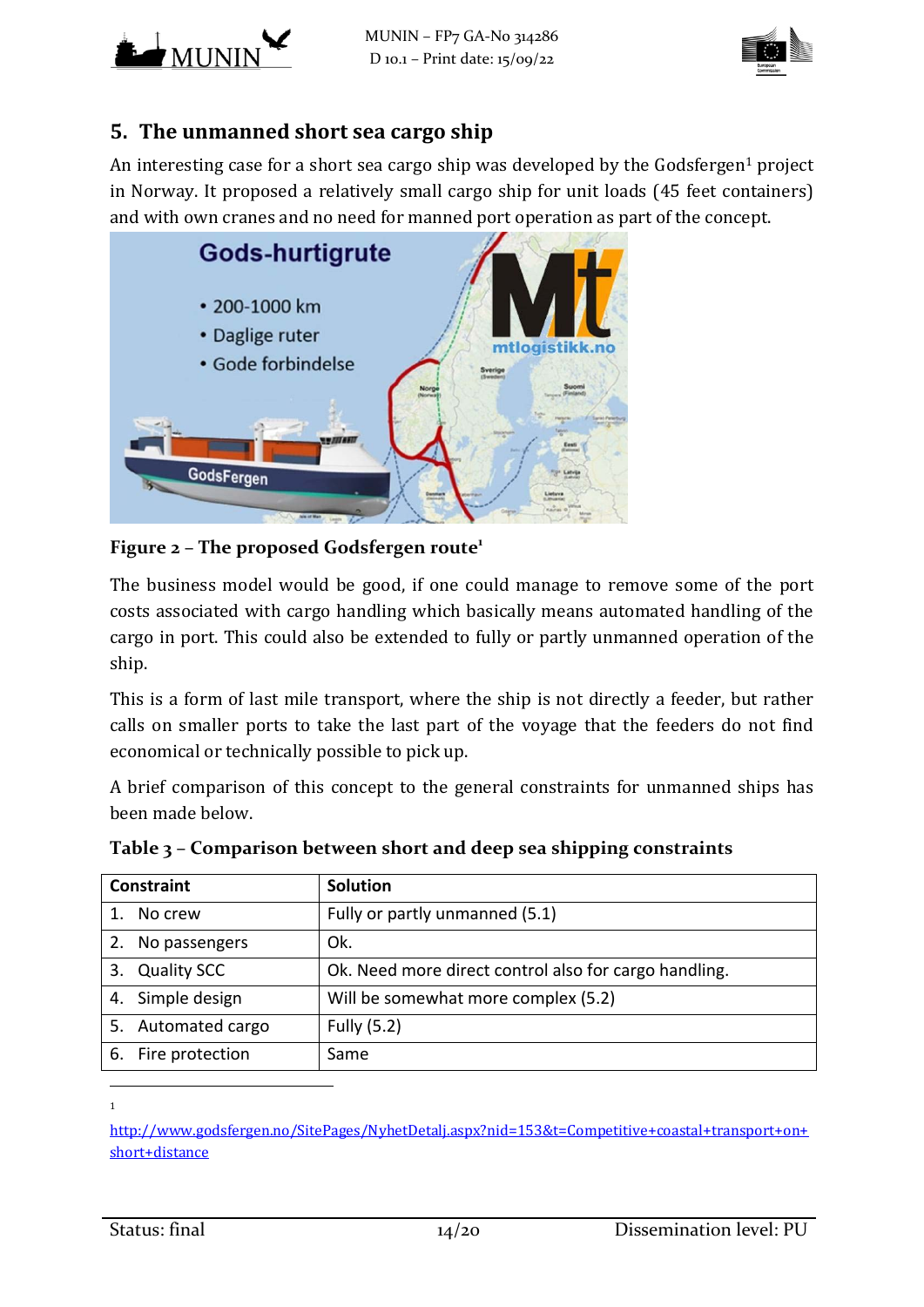## 5. The unmanned short sea cargo ship

An interesting case for a short sea cargo ship was developed by the Godsfergen[1] project in Norway. It proposed a relatively small cargo ship for unit loads (45 feet containers) and with own cranes and no need for manned port operation as part of the concept.

**Figure 2 – The proposed Godsfergen route**[1]

The business model would be good, if one could manage to remove some of the port costs associated with cargo handling which basically means automated handling of the cargo in port. This could also be extended to fully or partly unmanned operation of the ship.

This is a form of last mile transport, where the ship is not directly a feeder, but rather calls on smaller ports to take the last part of the voyage that the feeders do not find economical or technically possible to pick up.

A brief comparison of this concept to the general constraints for unmanned ships has been made below.

**Table 3 – Comparison between short and deep sea shipping constraints**

| Constraint | Solution |
|---|---|
| 1. No crew | Fully or partly unmanned (5.1) |
| 2. No passengers | Ok. |
| 3. Quality SCC | Ok. Need more direct control also for cargo handling. |
| 4. Simple design | Will be somewhat more complex (5.2) |
| 5. Automated cargo | Fully (5.2) |
| 6. Fire protection | Same |

[1] http://www.godsfergen.no/SitePages/NyhetDetalj.aspx?nid=153&t=Competitive+coastal+transport+on+short+distance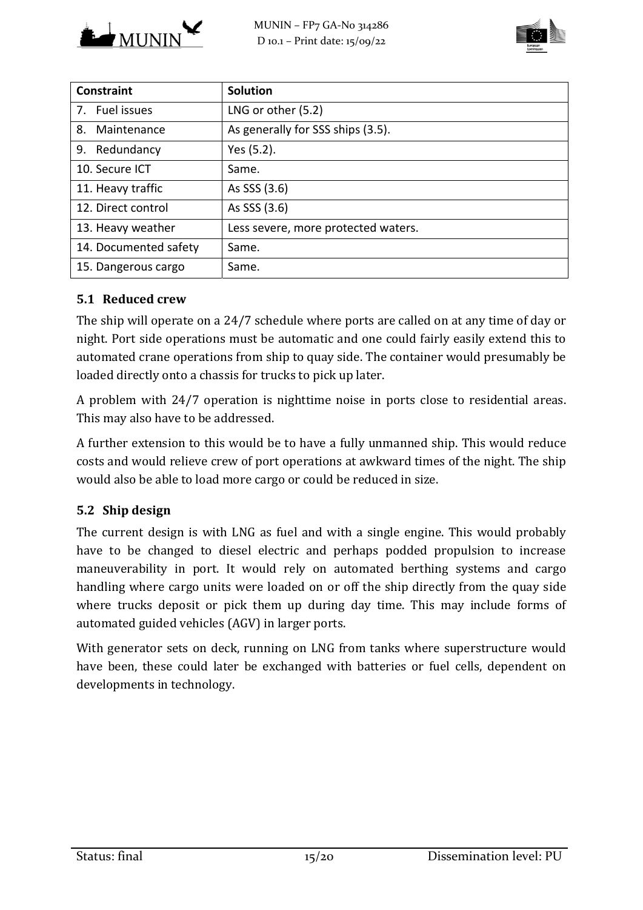| Constraint | Solution |
|---|---|
| 7. Fuel issues | LNG or other (5.2) |
| 8. Maintenance | As generally for SSS ships (3.5). |
| 9. Redundancy | Yes (5.2). |
| 10. Secure ICT | Same. |
| 11. Heavy traffic | As SSS (3.6) |
| 12. Direct control | As SSS (3.6) |
| 13. Heavy weather | Less severe, more protected waters. |
| 14. Documented safety | Same. |
| 15. Dangerous cargo | Same. |

## 5.1 Reduced crew

The ship will operate on a 24/7 schedule where ports are called on at any time of day or night. Port side operations must be automatic and one could fairly easily extend this to automated crane operations from ship to quay side. The container would presumably be loaded directly onto a chassis for trucks to pick up later.

A problem with 24/7 operation is nighttime noise in ports close to residential areas. This may also have to be addressed.

A further extension to this would be to have a fully unmanned ship. This would reduce costs and would relieve crew of port operations at awkward times of the night. The ship would also be able to load more cargo or could be reduced in size.

## 5.2 Ship design

The current design is with LNG as fuel and with a single engine. This would probably have to be changed to diesel electric and perhaps podded propulsion to increase maneuverability in port. It would rely on automated berthing systems and cargo handling where cargo units were loaded on or off the ship directly from the quay side where trucks deposit or pick them up during day time. This may include forms of automated guided vehicles (AGV) in larger ports.

With generator sets on deck, running on LNG from tanks where superstructure would have been, these could later be exchanged with batteries or fuel cells, dependent on developments in technology.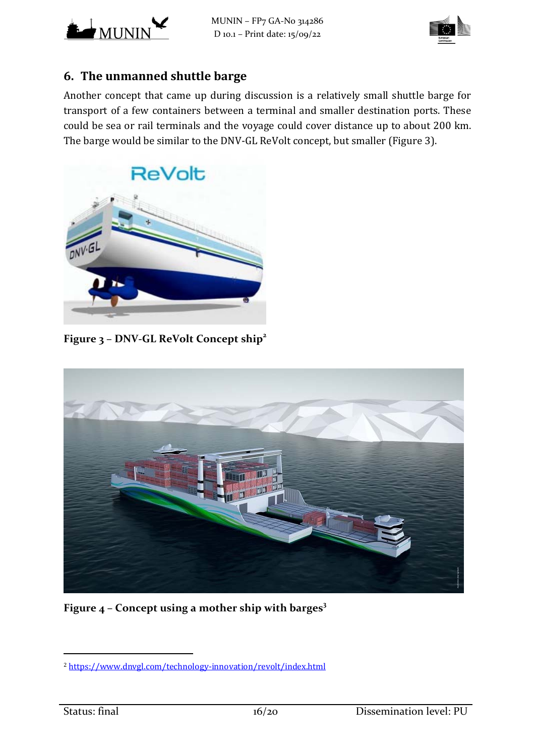## 6. The unmanned shuttle barge

Another concept that came up during discussion is a relatively small shuttle barge for transport of a few containers between a terminal and smaller destination ports. These could be sea or rail terminals and the voyage could cover distance up to about 200 km. The barge would be similar to the DNV-GL ReVolt concept, but smaller (Figure 3).

**Figure 3 – DNV-GL ReVolt Concept ship[2]**

**Figure 4 – Concept using a mother ship with barges[3]**

[2] https://www.dnvgl.com/technology-innovation/revolt/index.html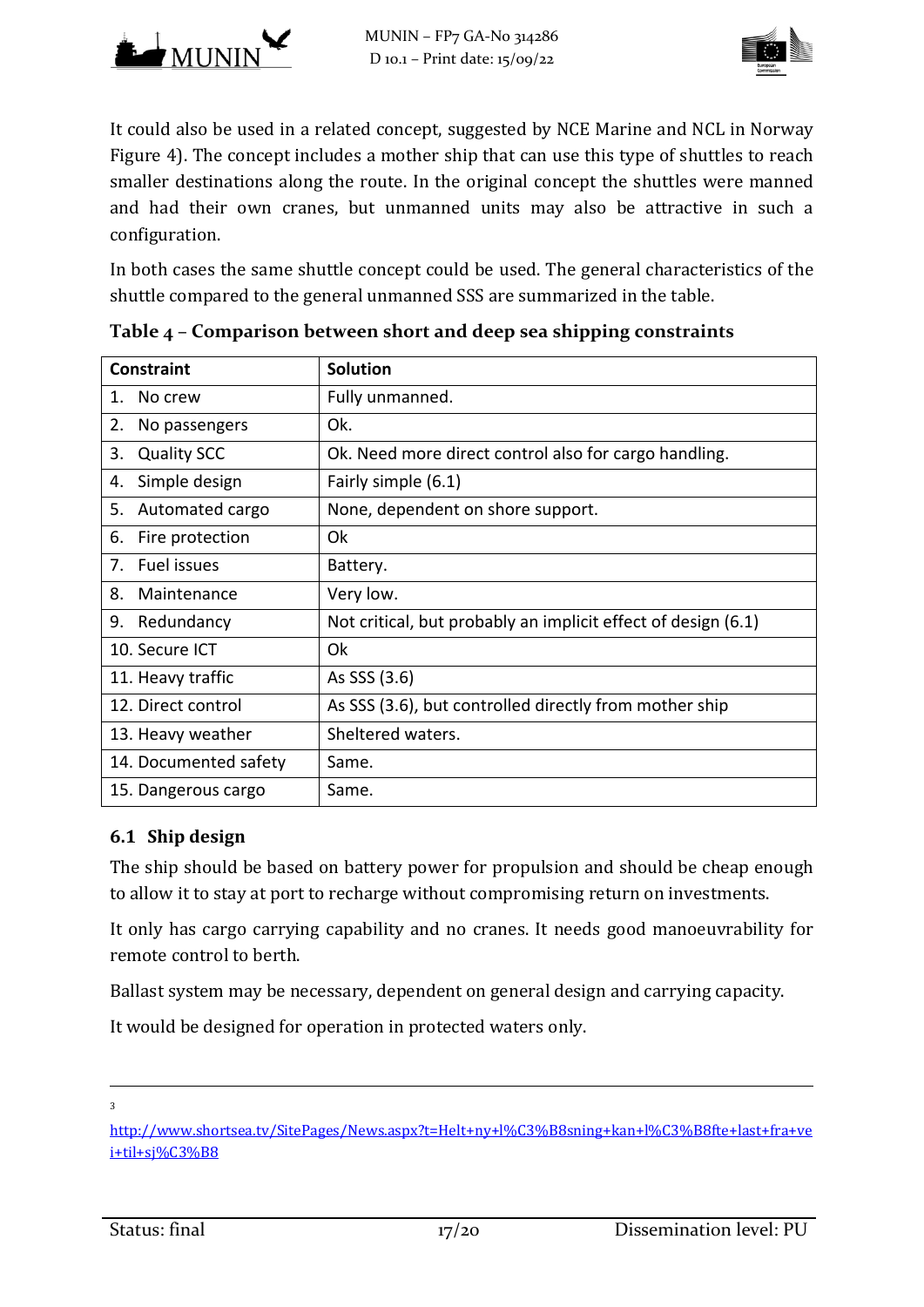It could also be used in a related concept, suggested by NCE Marine and NCL in Norway Figure 4). The concept includes a mother ship that can use this type of shuttles to reach smaller destinations along the route. In the original concept the shuttles were manned and had their own cranes, but unmanned units may also be attractive in such a configuration.

In both cases the same shuttle concept could be used. The general characteristics of the shuttle compared to the general unmanned SSS are summarized in the table.

**Table 4 – Comparison between short and deep sea shipping constraints**

| Constraint | Solution |
|---|---|
| 1. No crew | Fully unmanned. |
| 2. No passengers | Ok. |
| 3. Quality SCC | Ok. Need more direct control also for cargo handling. |
| 4. Simple design | Fairly simple (6.1) |
| 5. Automated cargo | None, dependent on shore support. |
| 6. Fire protection | Ok |
| 7. Fuel issues | Battery. |
| 8. Maintenance | Very low. |
| 9. Redundancy | Not critical, but probably an implicit effect of design (6.1) |
| 10. Secure ICT | Ok |
| 11. Heavy traffic | As SSS (3.6) |
| 12. Direct control | As SSS (3.6), but controlled directly from mother ship |
| 13. Heavy weather | Sheltered waters. |
| 14. Documented safety | Same. |
| 15. Dangerous cargo | Same. |

## 6.1 Ship design

The ship should be based on battery power for propulsion and should be cheap enough to allow it to stay at port to recharge without compromising return on investments.

It only has cargo carrying capability and no cranes. It needs good manoeuvrability for remote control to berth.

Ballast system may be necessary, dependent on general design and carrying capacity.

It would be designed for operation in protected waters only.

---

[3] http://www.shortsea.tv/SitePages/News.aspx?t=Helt+ny+l%C3%B8sning+kan+l%C3%B8fte+last+fra+vei+til+sj%C3%B8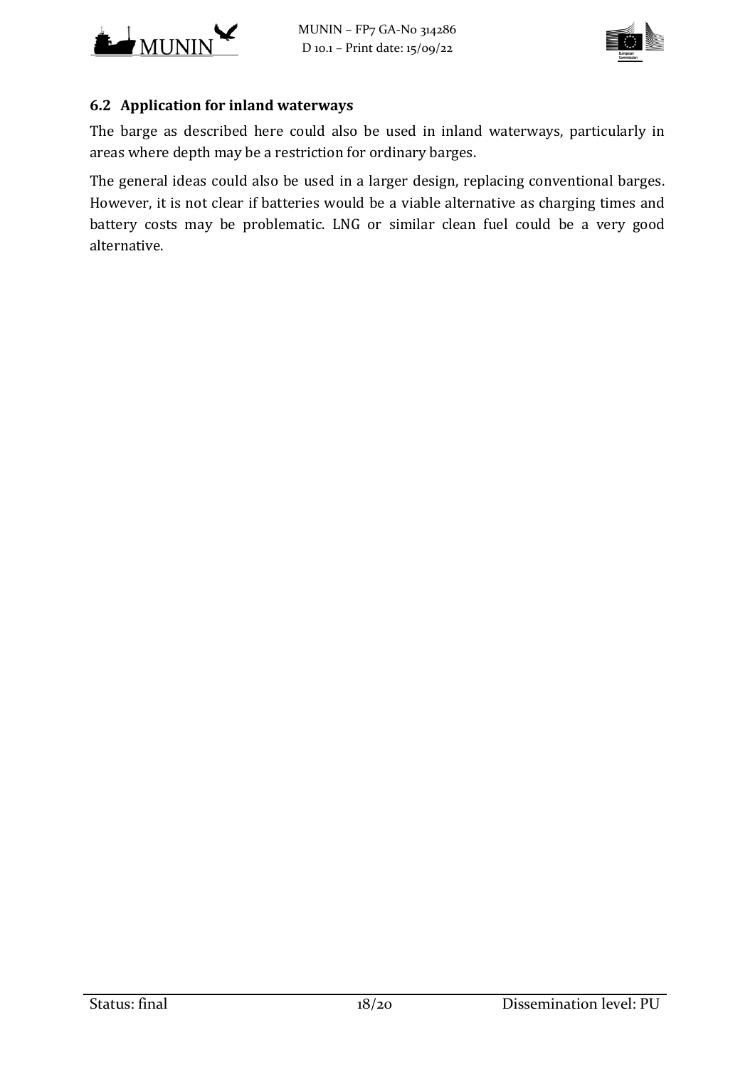### 6.2 Application for inland waterways

The barge as described here could also be used in inland waterways, particularly in areas where depth may be a restriction for ordinary barges.

The general ideas could also be used in a larger design, replacing conventional barges. However, it is not clear if batteries would be a viable alternative as charging times and battery costs may be problematic. LNG or similar clean fuel could be a very good alternative.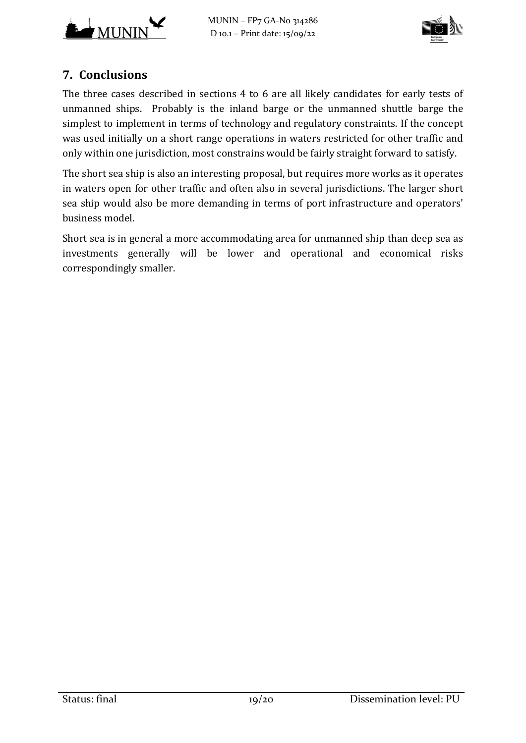## 7. Conclusions

The three cases described in sections 4 to 6 are all likely candidates for early tests of unmanned ships. Probably is the inland barge or the unmanned shuttle barge the simplest to implement in terms of technology and regulatory constraints. If the concept was used initially on a short range operations in waters restricted for other traffic and only within one jurisdiction, most constrains would be fairly straight forward to satisfy.

The short sea ship is also an interesting proposal, but requires more works as it operates in waters open for other traffic and often also in several jurisdictions. The larger short sea ship would also be more demanding in terms of port infrastructure and operators' business model.

Short sea is in general a more accommodating area for unmanned ship than deep sea as investments generally will be lower and operational and economical risks correspondingly smaller.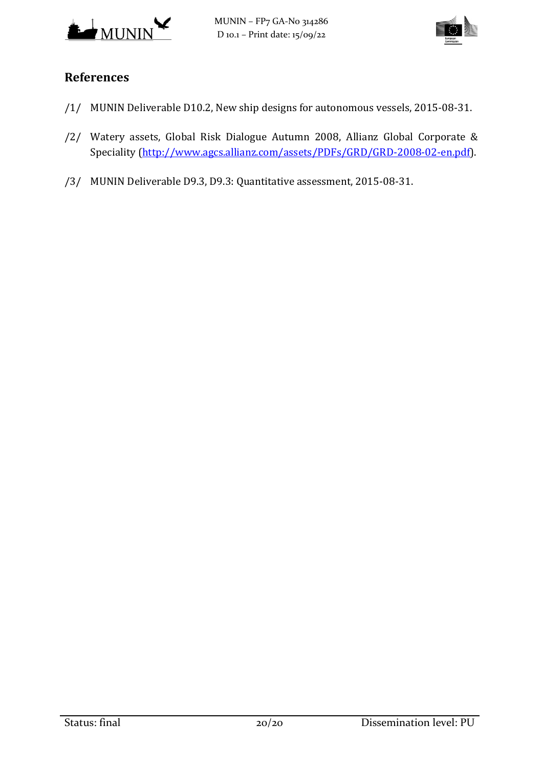# References

/1/ MUNIN Deliverable D10.2, New ship designs for autonomous vessels, 2015-08-31.

/2/ Watery assets, Global Risk Dialogue Autumn 2008, Allianz Global Corporate & Speciality (http://www.agcs.allianz.com/assets/PDFs/GRD/GRD-2008-02-en.pdf).

/3/ MUNIN Deliverable D9.3, D9.3: Quantitative assessment, 2015-08-31.